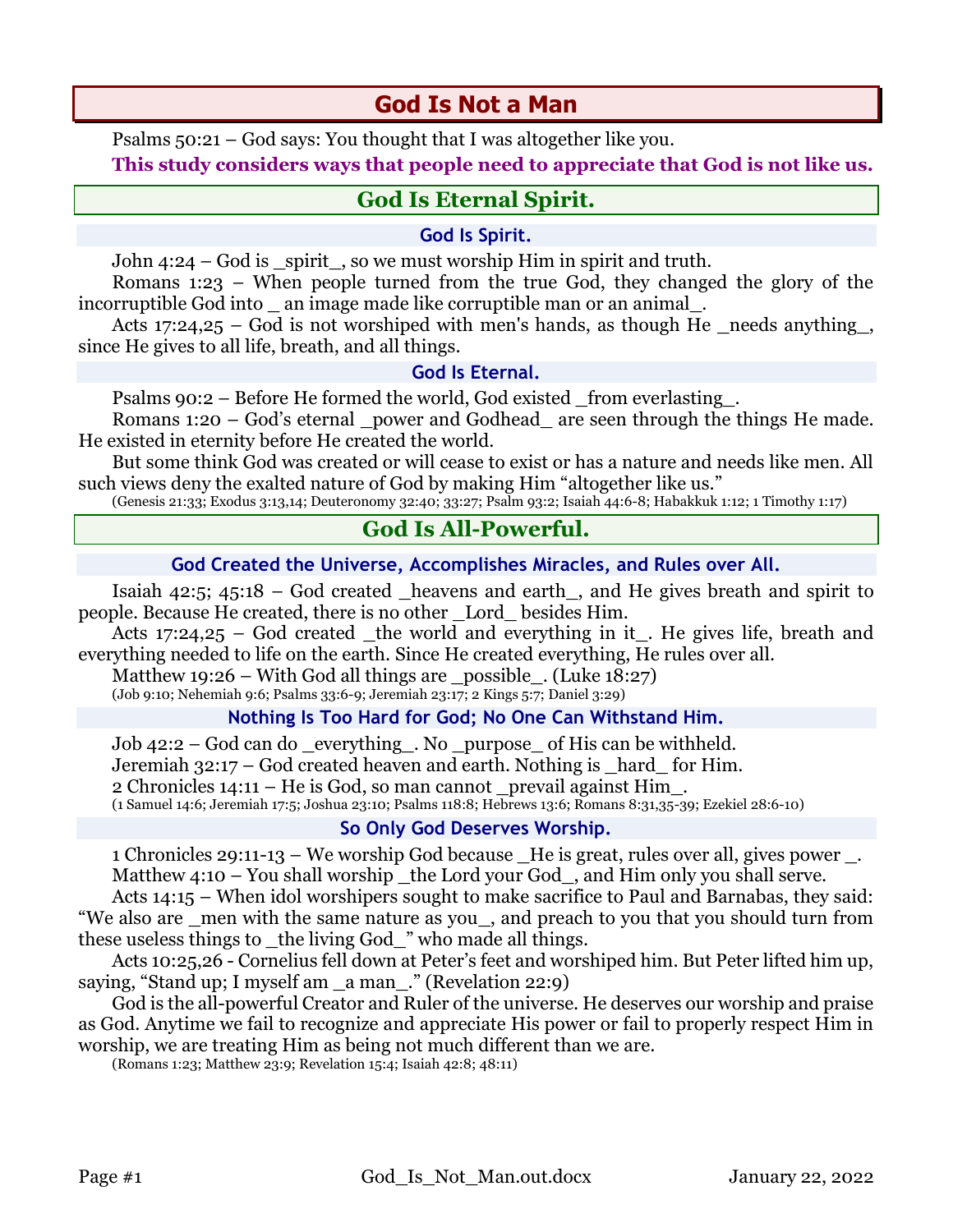# God Is Not a Man

Psalms 50:21 – God says: You thought that I was altogether like you.

**This study considers ways that people need to appreciate that God is not like us.**

## God Is Eternal Spirit.

### God Is Spirit.

John 4:24 – God is _spirit_, so we must worship Him in spirit and truth.

Romans 1:23 – When people turned from the true God, they changed the glory of the incorruptible God into _ an image made like corruptible man or an animal_.

Acts 17:24,25 – God is not worshiped with men's hands, as though He _needs anything_, since He gives to all life, breath, and all things.

### God Is Eternal.

Psalms 90:2 – Before He formed the world, God existed _from everlasting_.

Romans 1:20 – God's eternal _power and Godhead_ are seen through the things He made. He existed in eternity before He created the world.

But some think God was created or will cease to exist or has a nature and needs like men. All such views deny the exalted nature of God by making Him "altogether like us."

(Genesis 21:33; Exodus 3:13,14; Deuteronomy 32:40; 33:27; Psalm 93:2; Isaiah 44:6-8; Habakkuk 1:12; 1 Timothy 1:17)

## God Is All-Powerful.

### God Created the Universe, Accomplishes Miracles, and Rules over All.

Isaiah 42:5; 45:18 – God created _heavens and earth_, and He gives breath and spirit to people. Because He created, there is no other _Lord_ besides Him.

Acts 17:24,25 – God created _the world and everything in it_. He gives life, breath and everything needed to life on the earth. Since He created everything, He rules over all.

Matthew 19:26 – With God all things are _possible_. (Luke 18:27)

(Job 9:10; Nehemiah 9:6; Psalms 33:6-9; Jeremiah 23:17; 2 Kings 5:7; Daniel 3:29)

### Nothing Is Too Hard for God; No One Can Withstand Him.

Job 42:2 – God can do _everything_. No _purpose_ of His can be withheld.

Jeremiah 32:17 – God created heaven and earth. Nothing is _hard_ for Him.

2 Chronicles 14:11 – He is God, so man cannot _prevail against Him_.

(1 Samuel 14:6; Jeremiah 17:5; Joshua 23:10; Psalms 118:8; Hebrews 13:6; Romans 8:31,35-39; Ezekiel 28:6-10)

### So Only God Deserves Worship.

1 Chronicles 29:11-13 – We worship God because _He is great, rules over all, gives power _.

Matthew 4:10 – You shall worship _the Lord your God_, and Him only you shall serve.

Acts 14:15 – When idol worshipers sought to make sacrifice to Paul and Barnabas, they said: "We also are _men with the same nature as you_, and preach to you that you should turn from these useless things to _the living God_" who made all things.

Acts 10:25,26 - Cornelius fell down at Peter's feet and worshiped him. But Peter lifted him up, saying, "Stand up; I myself am _a man_." (Revelation 22:9)

God is the all-powerful Creator and Ruler of the universe. He deserves our worship and praise as God. Anytime we fail to recognize and appreciate His power or fail to properly respect Him in worship, we are treating Him as being not much different than we are.

(Romans 1:23; Matthew 23:9; Revelation 15:4; Isaiah 42:8; 48:11)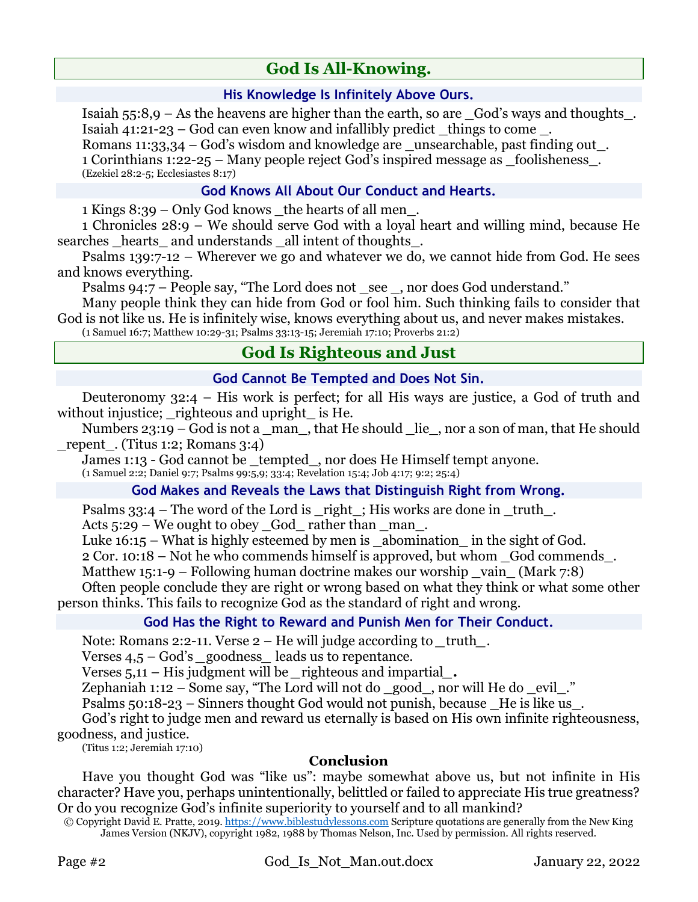## God Is All-Knowing.

### His Knowledge Is Infinitely Above Ours.

Isaiah 55:8,9 – As the heavens are higher than the earth, so are _God's ways and thoughts_.
Isaiah 41:21-23 – God can even know and infallibly predict _things to come _.
Romans 11:33,34 – God's wisdom and knowledge are _unsearchable, past finding out_.
1 Corinthians 1:22-25 – Many people reject God's inspired message as _foolisheness_.
(Ezekiel 28:2-5; Ecclesiastes 8:17)

### God Knows All About Our Conduct and Hearts.

1 Kings 8:39 – Only God knows _the hearts of all men_.

1 Chronicles 28:9 – We should serve God with a loyal heart and willing mind, because He searches _hearts_ and understands _all intent of thoughts_.

Psalms 139:7-12 – Wherever we go and whatever we do, we cannot hide from God. He sees and knows everything.

Psalms 94:7 – People say, "The Lord does not _see _, nor does God understand."

Many people think they can hide from God or fool him. Such thinking fails to consider that God is not like us. He is infinitely wise, knows everything about us, and never makes mistakes.
(1 Samuel 16:7; Matthew 10:29-31; Psalms 33:13-15; Jeremiah 17:10; Proverbs 21:2)

## God Is Righteous and Just

### God Cannot Be Tempted and Does Not Sin.

Deuteronomy 32:4 – His work is perfect; for all His ways are justice, a God of truth and without injustice; _righteous and upright_ is He.

Numbers 23:19 – God is not a _man_, that He should _lie_, nor a son of man, that He should _repent_. (Titus 1:2; Romans 3:4)

James 1:13 - God cannot be _tempted_, nor does He Himself tempt anyone.
(1 Samuel 2:2; Daniel 9:7; Psalms 99:5,9; 33:4; Revelation 15:4; Job 4:17; 9:2; 25:4)

### God Makes and Reveals the Laws that Distinguish Right from Wrong.

Psalms 33:4 – The word of the Lord is _right_; His works are done in _truth_.
Acts 5:29 – We ought to obey _God_ rather than _man_.
Luke 16:15 – What is highly esteemed by men is _abomination_ in the sight of God.
2 Cor. 10:18 – Not he who commends himself is approved, but whom _God commends_.
Matthew 15:1-9 – Following human doctrine makes our worship _vain_ (Mark 7:8)

Often people conclude they are right or wrong based on what they think or what some other person thinks. This fails to recognize God as the standard of right and wrong.

### God Has the Right to Reward and Punish Men for Their Conduct.

Note: Romans 2:2-11. Verse 2 – He will judge according to _truth_.
Verses 4,5 – God's _goodness_ leads us to repentance.
Verses 5,11 – His judgment will be _righteous and impartial_.
Zephaniah 1:12 – Some say, "The Lord will not do _good_, nor will He do _evil_."
Psalms 50:18-23 – Sinners thought God would not punish, because _He is like us_.

God's right to judge men and reward us eternally is based on His own infinite righteousness, goodness, and justice.
(Titus 1:2; Jeremiah 17:10)

### Conclusion

Have you thought God was "like us": maybe somewhat above us, but not infinite in His character? Have you, perhaps unintentionally, belittled or failed to appreciate His true greatness? Or do you recognize God's infinite superiority to yourself and to all mankind?

© Copyright David E. Pratte, 2019. https://www.biblestudylessons.com Scripture quotations are generally from the New King James Version (NKJV), copyright 1982, 1988 by Thomas Nelson, Inc. Used by permission. All rights reserved.